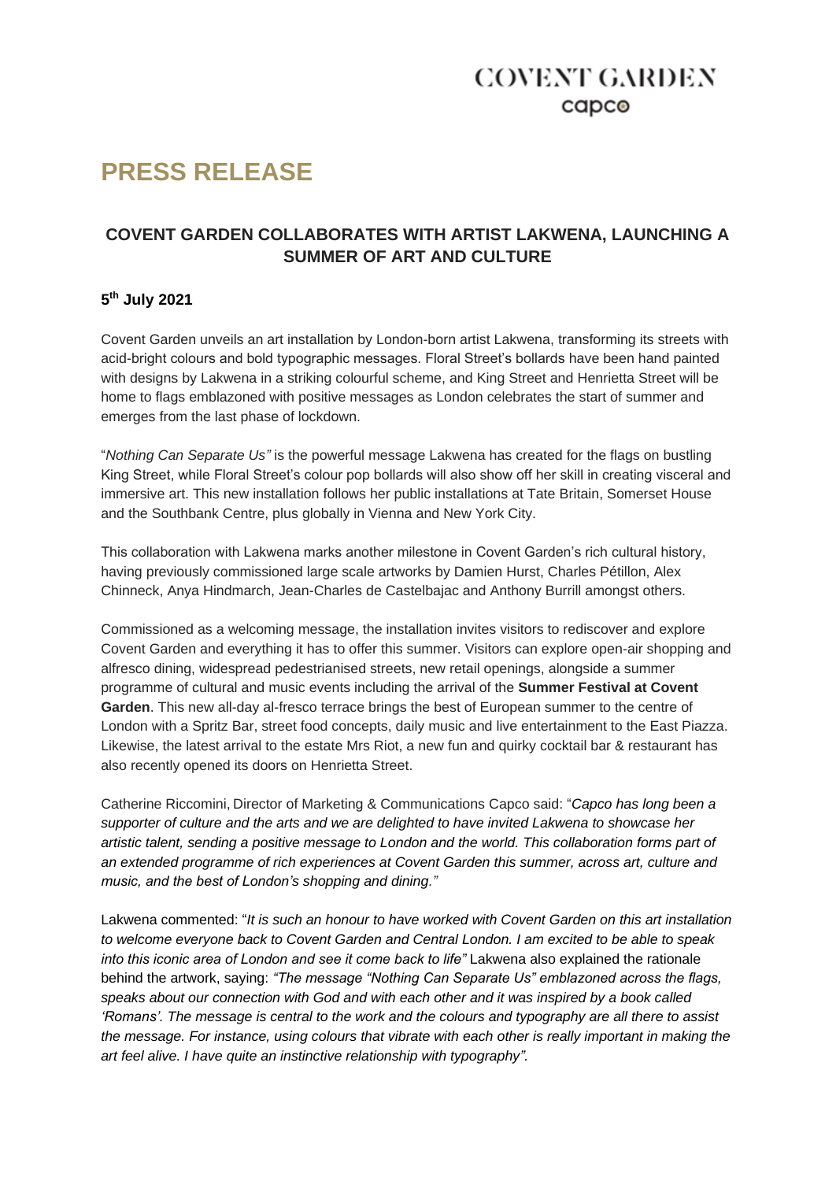COVENT GARDEN
capco

# PRESS RELEASE

## COVENT GARDEN COLLABORATES WITH ARTIST LAKWENA, LAUNCHING A SUMMER OF ART AND CULTURE

**5th July 2021**

Covent Garden unveils an art installation by London-born artist Lakwena, transforming its streets with acid-bright colours and bold typographic messages. Floral Street's bollards have been hand painted with designs by Lakwena in a striking colourful scheme, and King Street and Henrietta Street will be home to flags emblazoned with positive messages as London celebrates the start of summer and emerges from the last phase of lockdown.

"*Nothing Can Separate Us"* is the powerful message Lakwena has created for the flags on bustling King Street, while Floral Street's colour pop bollards will also show off her skill in creating visceral and immersive art. This new installation follows her public installations at Tate Britain, Somerset House and the Southbank Centre, plus globally in Vienna and New York City.

This collaboration with Lakwena marks another milestone in Covent Garden's rich cultural history, having previously commissioned large scale artworks by Damien Hurst, Charles Pétillon, Alex Chinneck, Anya Hindmarch, Jean-Charles de Castelbajac and Anthony Burrill amongst others.

Commissioned as a welcoming message, the installation invites visitors to rediscover and explore Covent Garden and everything it has to offer this summer. Visitors can explore open-air shopping and alfresco dining, widespread pedestrianised streets, new retail openings, alongside a summer programme of cultural and music events including the arrival of the **Summer Festival at Covent Garden**. This new all-day al-fresco terrace brings the best of European summer to the centre of London with a Spritz Bar, street food concepts, daily music and live entertainment to the East Piazza. Likewise, the latest arrival to the estate Mrs Riot, a new fun and quirky cocktail bar & restaurant has also recently opened its doors on Henrietta Street.

Catherine Riccomini, Director of Marketing & Communications Capco said: "*Capco has long been a supporter of culture and the arts and we are delighted to have invited Lakwena to showcase her artistic talent, sending a positive message to London and the world. This collaboration forms part of an extended programme of rich experiences at Covent Garden this summer, across art, culture and music, and the best of London's shopping and dining."*

Lakwena commented: "*It is such an honour to have worked with Covent Garden on this art installation to welcome everyone back to Covent Garden and Central London. I am excited to be able to speak into this iconic area of London and see it come back to life"* Lakwena also explained the rationale behind the artwork, saying: *"The message "Nothing Can Separate Us" emblazoned across the flags, speaks about our connection with God and with each other and it was inspired by a book called 'Romans'. The message is central to the work and the colours and typography are all there to assist the message. For instance, using colours that vibrate with each other is really important in making the art feel alive. I have quite an instinctive relationship with typography".*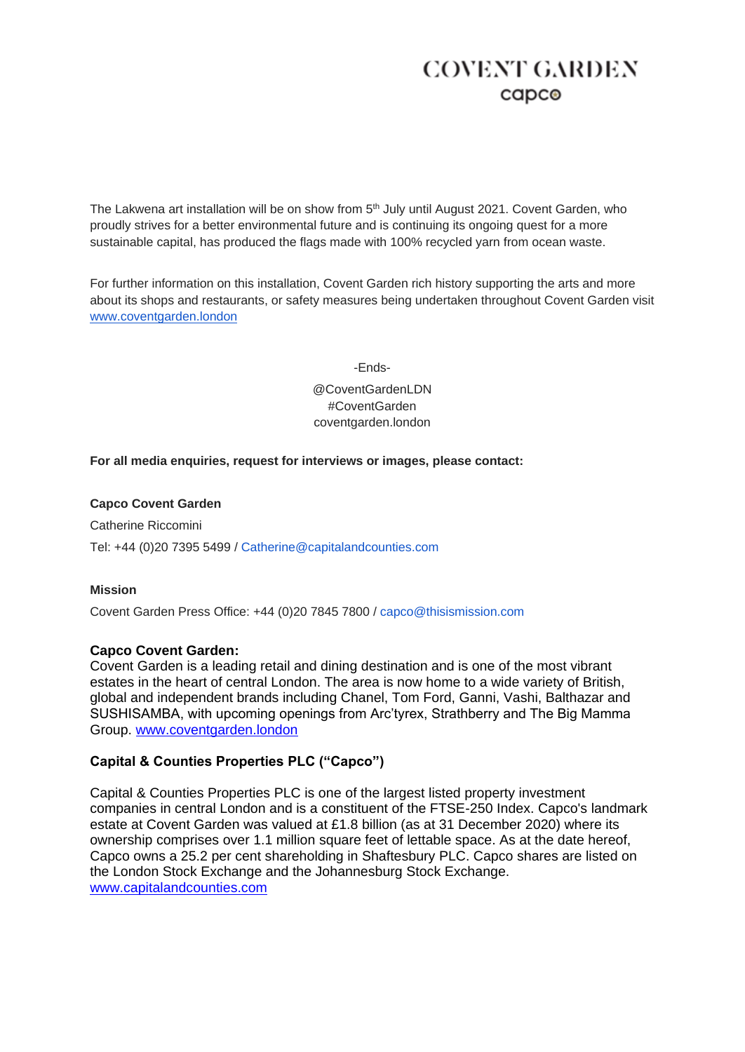The Lakwena art installation will be on show from 5th July until August 2021. Covent Garden, who proudly strives for a better environmental future and is continuing its ongoing quest for a more sustainable capital, has produced the flags made with 100% recycled yarn from ocean waste.

For further information on this installation, Covent Garden rich history supporting the arts and more about its shops and restaurants, or safety measures being undertaken throughout Covent Garden visit www.coventgarden.london

-Ends-

@CoventGardenLDN
#CoventGarden
coventgarden.london

**For all media enquiries, request for interviews or images, please contact:**

**Capco Covent Garden**

Catherine Riccomini

Tel: +44 (0)20 7395 5499 / Catherine@capitalandcounties.com

**Mission**

Covent Garden Press Office: +44 (0)20 7845 7800 / capco@thisismission.com

**Capco Covent Garden:**
Covent Garden is a leading retail and dining destination and is one of the most vibrant estates in the heart of central London. The area is now home to a wide variety of British, global and independent brands including Chanel, Tom Ford, Ganni, Vashi, Balthazar and SUSHISAMBA, with upcoming openings from Arc'tyrex, Strathberry and The Big Mamma Group. www.coventgarden.london

**Capital & Counties Properties PLC ("Capco")**

Capital & Counties Properties PLC is one of the largest listed property investment companies in central London and is a constituent of the FTSE-250 Index. Capco's landmark estate at Covent Garden was valued at £1.8 billion (as at 31 December 2020) where its ownership comprises over 1.1 million square feet of lettable space. As at the date hereof, Capco owns a 25.2 per cent shareholding in Shaftesbury PLC. Capco shares are listed on the London Stock Exchange and the Johannesburg Stock Exchange.
www.capitalandcounties.com